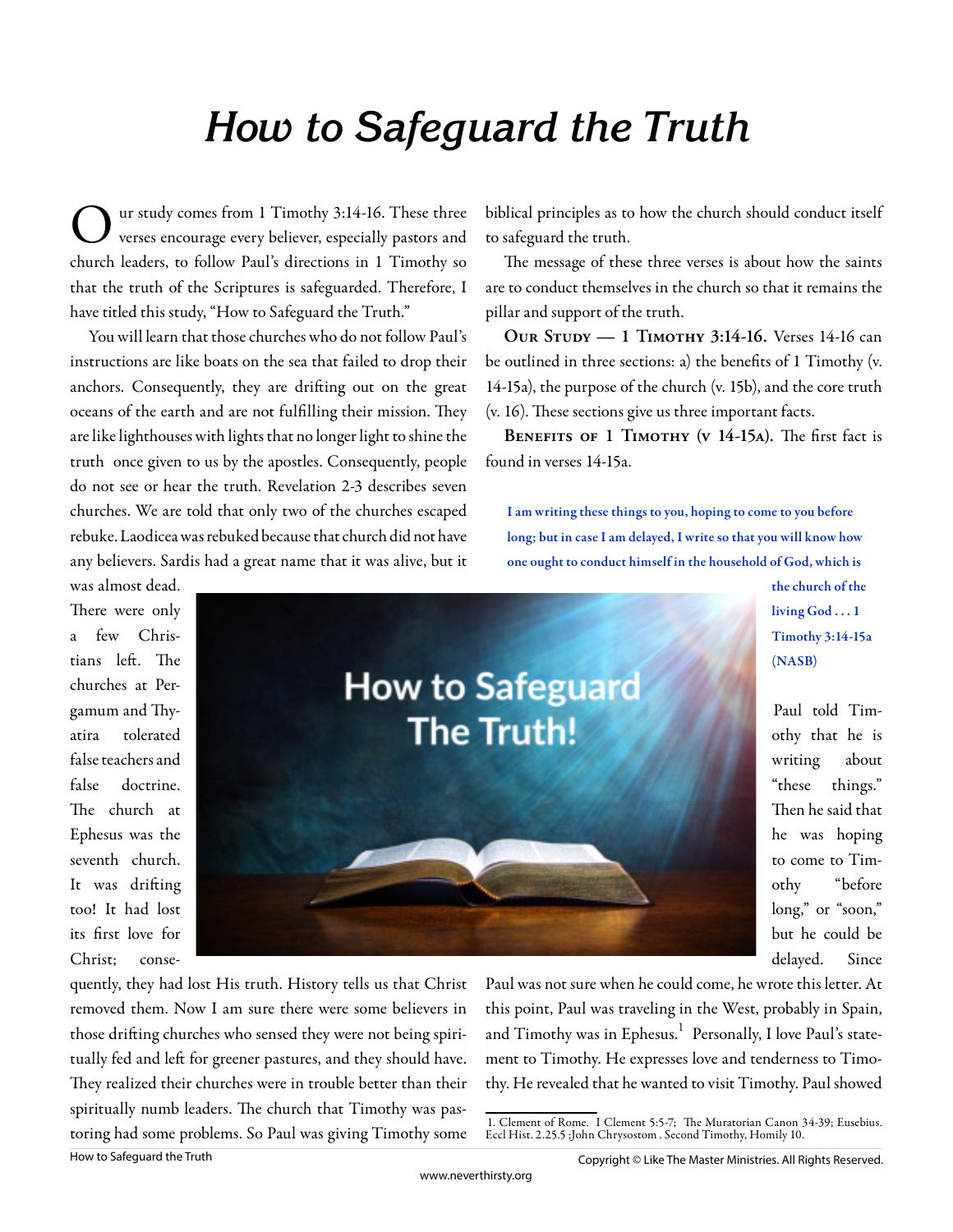# How to Safeguard the Truth

Our study comes from 1 Timothy 3:14-16. These three verses encourage every believer, especially pastors and church leaders, to follow Paul's directions in 1 Timothy so that the truth of the Scriptures is safeguarded. Therefore, I have titled this study, "How to Safeguard the Truth."

You will learn that those churches who do not follow Paul's instructions are like boats on the sea that failed to drop their anchors. Consequently, they are drifting out on the great oceans of the earth and are not fulfilling their mission. They are like lighthouses with lights that no longer light to shine the truth once given to us by the apostles. Consequently, people do not see or hear the truth. Revelation 2-3 describes seven churches. We are told that only two of the churches escaped rebuke. Laodicea was rebuked because that church did not have any believers. Sardis had a great name that it was alive, but it was almost dead. There were only a few Christians left. The churches at Pergamum and Thyatira tolerated false teachers and false doctrine. The church at Ephesus was the seventh church. It was drifting too! It had lost its first love for Christ; consequently, they had lost His truth. History tells us that Christ removed them. Now I am sure there were some believers in those drifting churches who sensed they were not being spiritually fed and left for greener pastures, and they should have. They realized their churches were in trouble better than their spiritually numb leaders. The church that Timothy was pastoring had some problems. So Paul was giving Timothy some biblical principles as to how the church should conduct itself to safeguard the truth.

The message of these three verses is about how the saints are to conduct themselves in the church so that it remains the pillar and support of the truth.

**Our Study — 1 Timothy 3:14-16.** Verses 14-16 can be outlined in three sections: a) the benefits of 1 Timothy (v. 14-15a), the purpose of the church (v. 15b), and the core truth (v. 16). These sections give us three important facts.

**Benefits of 1 Timothy (v 14-15a).** The first fact is found in verses 14-15a.

> **I am writing these things to you, hoping to come to you before long; but in case I am delayed, I write so that you will know how one ought to conduct himself in the household of God, which is the church of the living God . . . 1 Timothy 3:14-15a (NASB)**

Paul told Timothy that he is writing about "these things." Then he said that he was hoping to come to Timothy "before long," or "soon," but he could be delayed. Since Paul was not sure when he could come, he wrote this letter. At this point, Paul was traveling in the West, probably in Spain, and Timothy was in Ephesus.[1] Personally, I love Paul's statement to Timothy. He expresses love and tenderness to Timothy. He revealed that he wanted to visit Timothy. Paul showed

1. Clement of Rome. I Clement 5:5-7; The Muratorian Canon 34-39; Eusebius. Eccl Hist. 2.25.5 ;John Chrysostom . Second Timothy, Homily 10.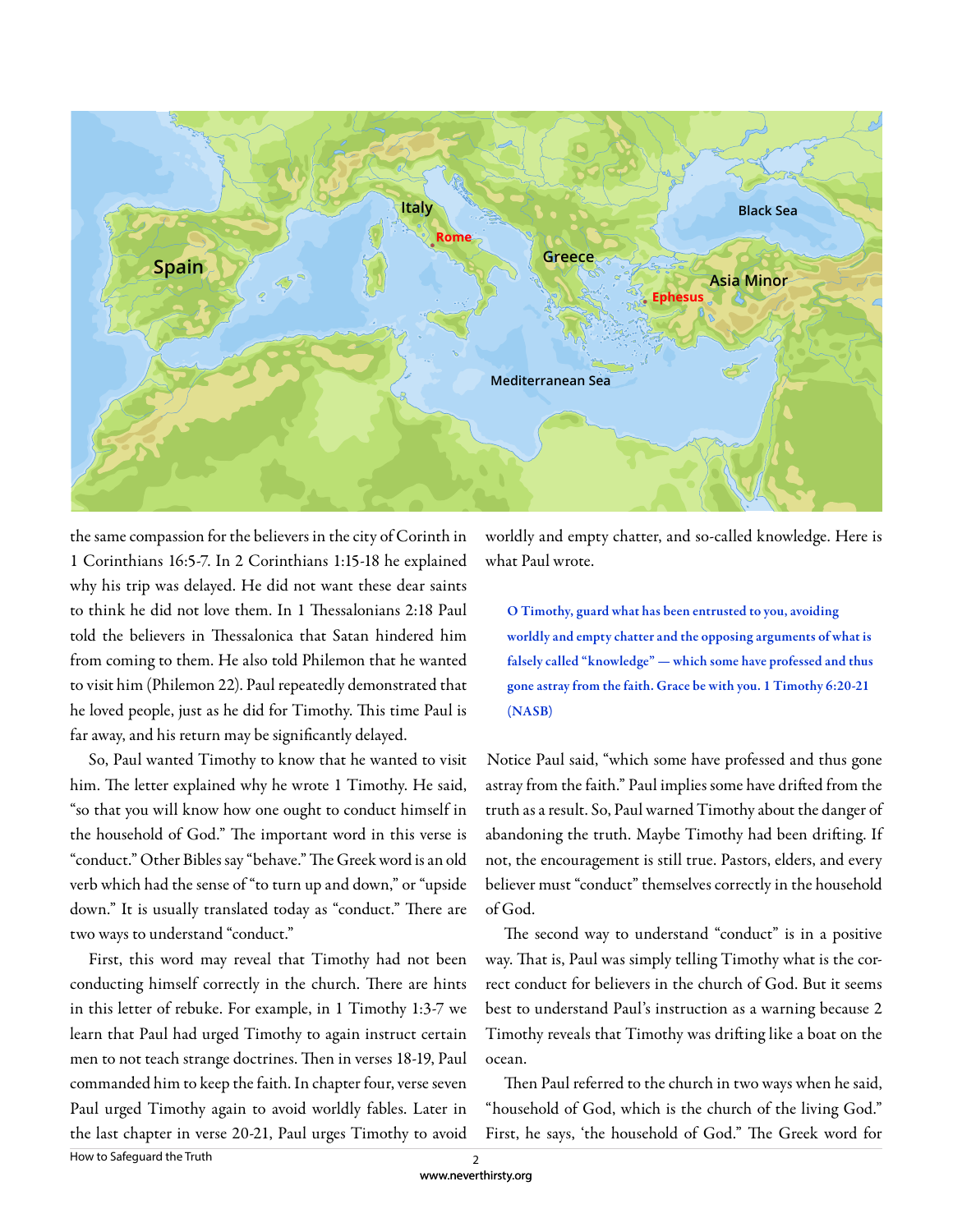the same compassion for the believers in the city of Corinth in 1 Corinthians 16:5-7. In 2 Corinthians 1:15-18 he explained why his trip was delayed. He did not want these dear saints to think he did not love them. In 1 Thessalonians 2:18 Paul told the believers in Thessalonica that Satan hindered him from coming to them. He also told Philemon that he wanted to visit him (Philemon 22). Paul repeatedly demonstrated that he loved people, just as he did for Timothy. This time Paul is far away, and his return may be significantly delayed.

So, Paul wanted Timothy to know that he wanted to visit him. The letter explained why he wrote 1 Timothy. He said, "so that you will know how one ought to conduct himself in the household of God." The important word in this verse is "conduct." Other Bibles say "behave." The Greek word is an old verb which had the sense of "to turn up and down," or "upside down." It is usually translated today as "conduct." There are two ways to understand "conduct."

First, this word may reveal that Timothy had not been conducting himself correctly in the church. There are hints in this letter of rebuke. For example, in 1 Timothy 1:3-7 we learn that Paul had urged Timothy to again instruct certain men to not teach strange doctrines. Then in verses 18-19, Paul commanded him to keep the faith. In chapter four, verse seven Paul urged Timothy again to avoid worldly fables. Later in the last chapter in verse 20-21, Paul urges Timothy to avoid worldly and empty chatter, and so-called knowledge. Here is what Paul wrote.

> **O Timothy, guard what has been entrusted to you, avoiding worldly and empty chatter and the opposing arguments of what is falsely called "knowledge" — which some have professed and thus gone astray from the faith. Grace be with you. 1 Timothy 6:20-21 (NASB)**

Notice Paul said, "which some have professed and thus gone astray from the faith." Paul implies some have drifted from the truth as a result. So, Paul warned Timothy about the danger of abandoning the truth. Maybe Timothy had been drifting. If not, the encouragement is still true. Pastors, elders, and every believer must "conduct" themselves correctly in the household of God.

The second way to understand "conduct" is in a positive way. That is, Paul was simply telling Timothy what is the correct conduct for believers in the church of God. But it seems best to understand Paul's instruction as a warning because 2 Timothy reveals that Timothy was drifting like a boat on the ocean.

Then Paul referred to the church in two ways when he said, "household of God, which is the church of the living God." First, he says, 'the household of God." The Greek word for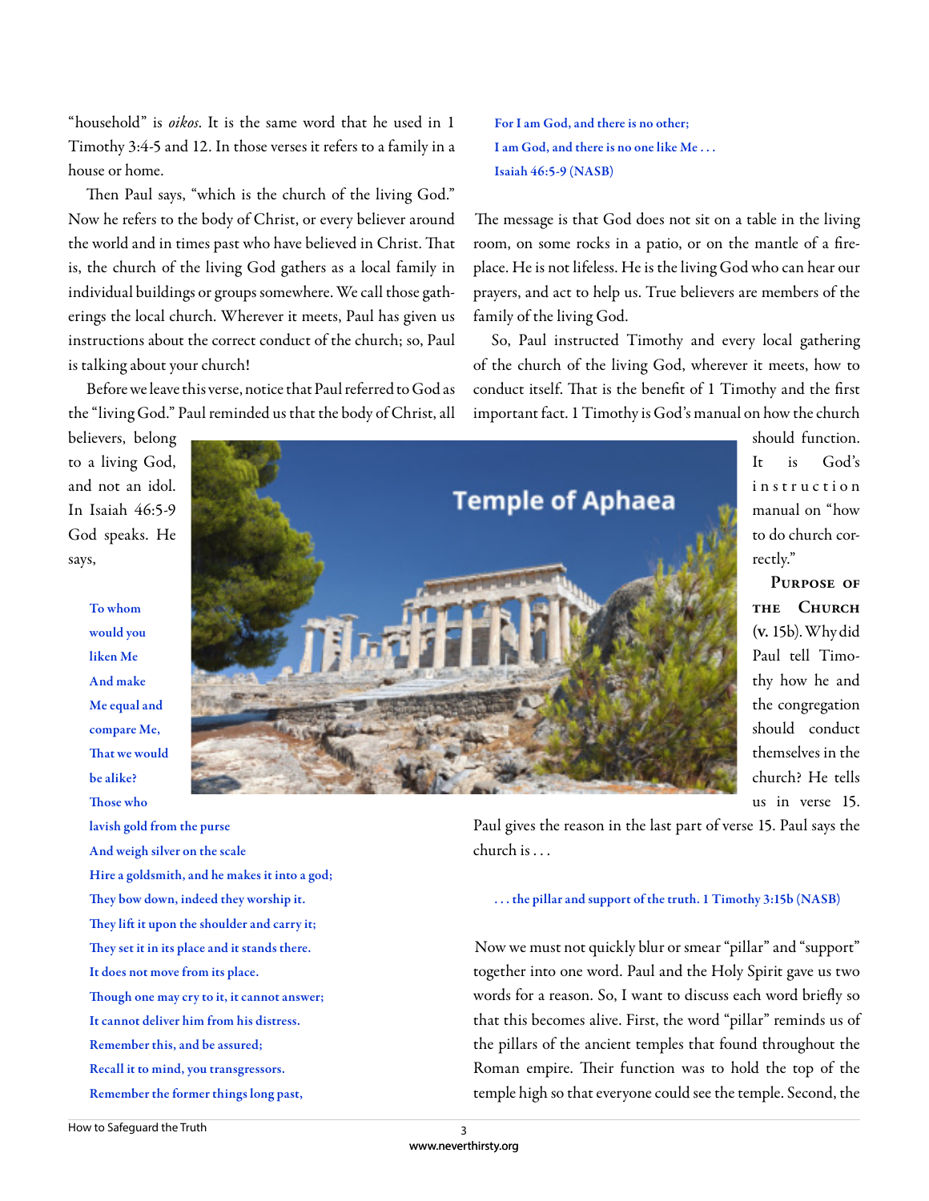"household" is *oikos*. It is the same word that he used in 1 Timothy 3:4-5 and 12. In those verses it refers to a family in a house or home.

Then Paul says, "which is the church of the living God." Now he refers to the body of Christ, or every believer around the world and in times past who have believed in Christ. That is, the church of the living God gathers as a local family in individual buildings or groups somewhere. We call those gatherings the local church. Wherever it meets, Paul has given us instructions about the correct conduct of the church; so, Paul is talking about your church!

Before we leave this verse, notice that Paul referred to God as the "living God." Paul reminded us that the body of Christ, all believers, belong to a living God, and not an idol. In Isaiah 46:5-9 God speaks. He says,

> **To whom would you liken Me**
> **And make Me equal and compare Me,**
> **That we would be alike?**
> **Those who lavish gold from the purse**
> **And weigh silver on the scale**
> **Hire a goldsmith, and he makes it into a god;**
> **They bow down, indeed they worship it.**
> **They lift it upon the shoulder and carry it;**
> **They set it in its place and it stands there.**
> **It does not move from its place.**
> **Though one may cry to it, it cannot answer;**
> **It cannot deliver him from his distress.**
> **Remember this, and be assured;**
> **Recall it to mind, you transgressors.**
> **Remember the former things long past,**
> **For I am God, and there is no other;**
> **I am God, and there is no one like Me . . .**
> **Isaiah 46:5-9 (NASB)**

The message is that God does not sit on a table in the living room, on some rocks in a patio, or on the mantle of a fireplace. He is not lifeless. He is the living God who can hear our prayers, and act to help us. True believers are members of the family of the living God.

So, Paul instructed Timothy and every local gathering of the church of the living God, wherever it meets, how to conduct itself. That is the benefit of 1 Timothy and the first important fact. 1 Timothy is God's manual on how the church should function. It is God's instruction manual on "how to do church correctly."

Temple of Aphaea

**Purpose of the Church** (**v.** 15b). Why did Paul tell Timothy how he and the congregation should conduct themselves in the church? He tells us in verse 15. Paul gives the reason in the last part of verse 15. Paul says the church is . . .

> **. . . the pillar and support of the truth. 1 Timothy 3:15b (NASB)**

Now we must not quickly blur or smear "pillar" and "support" together into one word. Paul and the Holy Spirit gave us two words for a reason. So, I want to discuss each word briefly so that this becomes alive. First, the word "pillar" reminds us of the pillars of the ancient temples that found throughout the Roman empire. Their function was to hold the top of the temple high so that everyone could see the temple. Second, the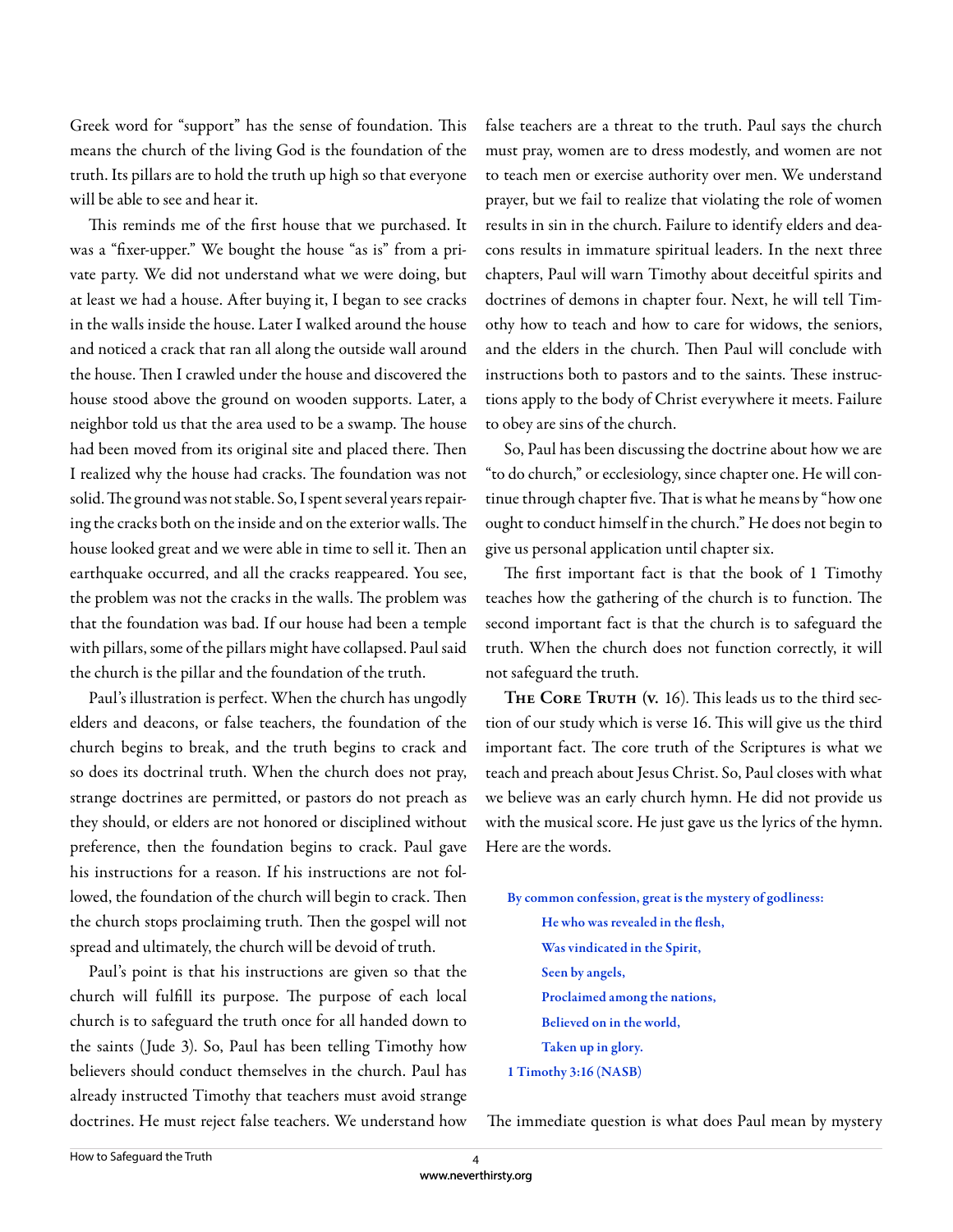Greek word for "support" has the sense of foundation. This means the church of the living God is the foundation of the truth. Its pillars are to hold the truth up high so that everyone will be able to see and hear it.

This reminds me of the first house that we purchased. It was a "fixer-upper." We bought the house "as is" from a private party. We did not understand what we were doing, but at least we had a house. After buying it, I began to see cracks in the walls inside the house. Later I walked around the house and noticed a crack that ran all along the outside wall around the house. Then I crawled under the house and discovered the house stood above the ground on wooden supports. Later, a neighbor told us that the area used to be a swamp. The house had been moved from its original site and placed there. Then I realized why the house had cracks. The foundation was not solid. The ground was not stable. So, I spent several years repairing the cracks both on the inside and on the exterior walls. The house looked great and we were able in time to sell it. Then an earthquake occurred, and all the cracks reappeared. You see, the problem was not the cracks in the walls. The problem was that the foundation was bad. If our house had been a temple with pillars, some of the pillars might have collapsed. Paul said the church is the pillar and the foundation of the truth.

Paul's illustration is perfect. When the church has ungodly elders and deacons, or false teachers, the foundation of the church begins to break, and the truth begins to crack and so does its doctrinal truth. When the church does not pray, strange doctrines are permitted, or pastors do not preach as they should, or elders are not honored or disciplined without preference, then the foundation begins to crack. Paul gave his instructions for a reason. If his instructions are not followed, the foundation of the church will begin to crack. Then the church stops proclaiming truth. Then the gospel will not spread and ultimately, the church will be devoid of truth.

Paul's point is that his instructions are given so that the church will fulfill its purpose. The purpose of each local church is to safeguard the truth once for all handed down to the saints (Jude 3). So, Paul has been telling Timothy how believers should conduct themselves in the church. Paul has already instructed Timothy that teachers must avoid strange doctrines. He must reject false teachers. We understand how false teachers are a threat to the truth. Paul says the church must pray, women are to dress modestly, and women are not to teach men or exercise authority over men. We understand prayer, but we fail to realize that violating the role of women results in sin in the church. Failure to identify elders and deacons results in immature spiritual leaders. In the next three chapters, Paul will warn Timothy about deceitful spirits and doctrines of demons in chapter four. Next, he will tell Timothy how to teach and how to care for widows, the seniors, and the elders in the church. Then Paul will conclude with instructions both to pastors and to the saints. These instructions apply to the body of Christ everywhere it meets. Failure to obey are sins of the church.

So, Paul has been discussing the doctrine about how we are "to do church," or ecclesiology, since chapter one. He will continue through chapter five. That is what he means by "how one ought to conduct himself in the church." He does not begin to give us personal application until chapter six.

The first important fact is that the book of 1 Timothy teaches how the gathering of the church is to function. The second important fact is that the church is to safeguard the truth. When the church does not function correctly, it will not safeguard the truth.

**The Core Truth (v. 16).** This leads us to the third section of our study which is verse 16. This will give us the third important fact. The core truth of the Scriptures is what we teach and preach about Jesus Christ. So, Paul closes with what we believe was an early church hymn. He did not provide us with the musical score. He just gave us the lyrics of the hymn. Here are the words.

> **By common confession, great is the mystery of godliness:**
> **He who was revealed in the flesh,**
> **Was vindicated in the Spirit,**
> **Seen by angels,**
> **Proclaimed among the nations,**
> **Believed on in the world,**
> **Taken up in glory.**
> **1 Timothy 3:16 (NASB)**

The immediate question is what does Paul mean by mystery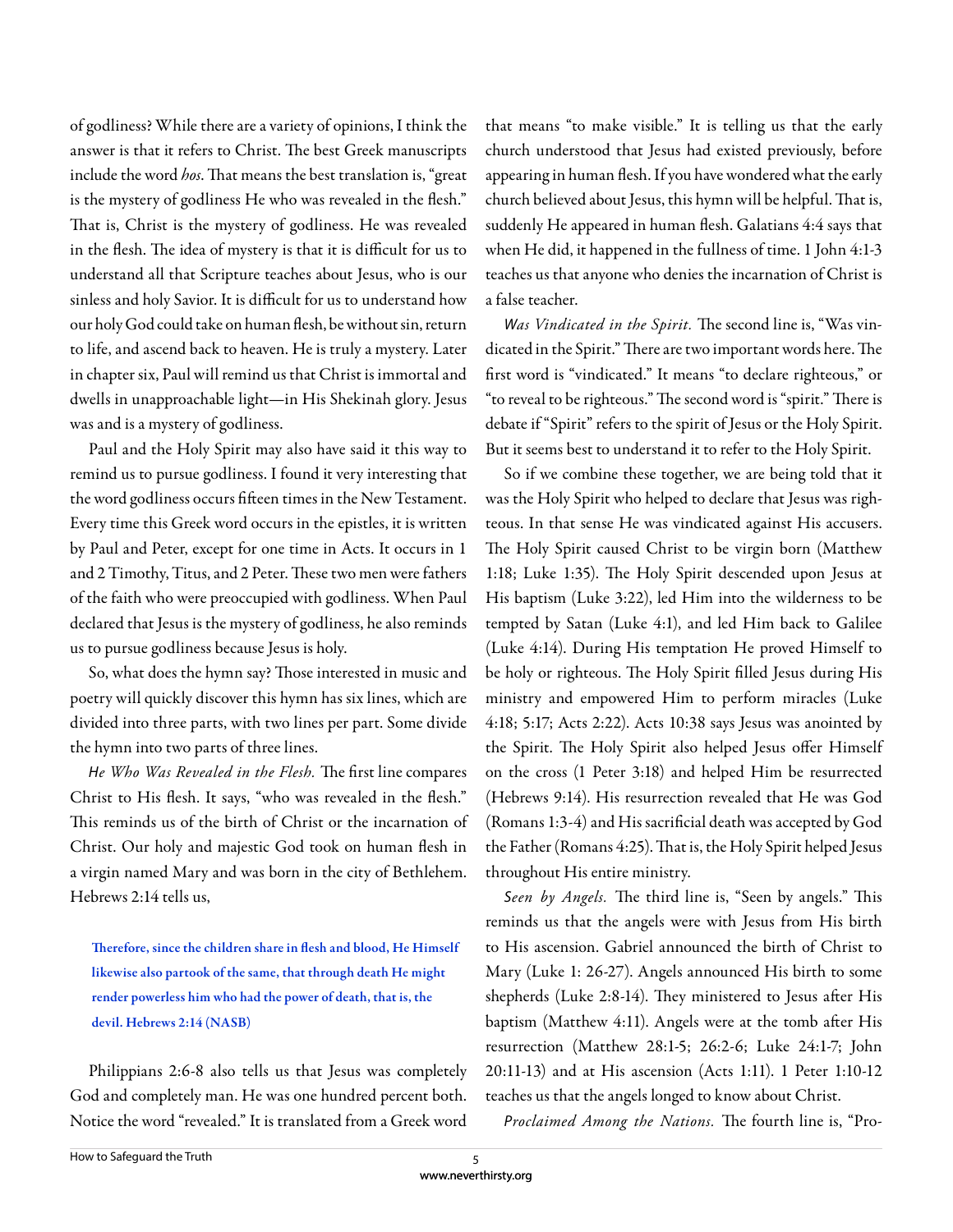of godliness? While there are a variety of opinions, I think the answer is that it refers to Christ. The best Greek manuscripts include the word *hos*. That means the best translation is, "great is the mystery of godliness He who was revealed in the flesh." That is, Christ is the mystery of godliness. He was revealed in the flesh. The idea of mystery is that it is difficult for us to understand all that Scripture teaches about Jesus, who is our sinless and holy Savior. It is difficult for us to understand how our holy God could take on human flesh, be without sin, return to life, and ascend back to heaven. He is truly a mystery. Later in chapter six, Paul will remind us that Christ is immortal and dwells in unapproachable light—in His Shekinah glory. Jesus was and is a mystery of godliness.

Paul and the Holy Spirit may also have said it this way to remind us to pursue godliness. I found it very interesting that the word godliness occurs fifteen times in the New Testament. Every time this Greek word occurs in the epistles, it is written by Paul and Peter, except for one time in Acts. It occurs in 1 and 2 Timothy, Titus, and 2 Peter. These two men were fathers of the faith who were preoccupied with godliness. When Paul declared that Jesus is the mystery of godliness, he also reminds us to pursue godliness because Jesus is holy.

So, what does the hymn say? Those interested in music and poetry will quickly discover this hymn has six lines, which are divided into three parts, with two lines per part. Some divide the hymn into two parts of three lines.

*He Who Was Revealed in the Flesh.* The first line compares Christ to His flesh. It says, "who was revealed in the flesh." This reminds us of the birth of Christ or the incarnation of Christ. Our holy and majestic God took on human flesh in a virgin named Mary and was born in the city of Bethlehem. Hebrews 2:14 tells us,

> **Therefore, since the children share in flesh and blood, He Himself likewise also partook of the same, that through death He might render powerless him who had the power of death, that is, the devil. Hebrews 2:14 (NASB)**

Philippians 2:6-8 also tells us that Jesus was completely God and completely man. He was one hundred percent both. Notice the word "revealed." It is translated from a Greek word that means "to make visible." It is telling us that the early church understood that Jesus had existed previously, before appearing in human flesh. If you have wondered what the early church believed about Jesus, this hymn will be helpful. That is, suddenly He appeared in human flesh. Galatians 4:4 says that when He did, it happened in the fullness of time. 1 John 4:1-3 teaches us that anyone who denies the incarnation of Christ is a false teacher.

*Was Vindicated in the Spirit.* The second line is, "Was vindicated in the Spirit." There are two important words here. The first word is "vindicated." It means "to declare righteous," or "to reveal to be righteous." The second word is "spirit." There is debate if "Spirit" refers to the spirit of Jesus or the Holy Spirit. But it seems best to understand it to refer to the Holy Spirit.

So if we combine these together, we are being told that it was the Holy Spirit who helped to declare that Jesus was righteous. In that sense He was vindicated against His accusers. The Holy Spirit caused Christ to be virgin born (Matthew 1:18; Luke 1:35). The Holy Spirit descended upon Jesus at His baptism (Luke 3:22), led Him into the wilderness to be tempted by Satan (Luke 4:1), and led Him back to Galilee (Luke 4:14). During His temptation He proved Himself to be holy or righteous. The Holy Spirit filled Jesus during His ministry and empowered Him to perform miracles (Luke 4:18; 5:17; Acts 2:22). Acts 10:38 says Jesus was anointed by the Spirit. The Holy Spirit also helped Jesus offer Himself on the cross (1 Peter 3:18) and helped Him be resurrected (Hebrews 9:14). His resurrection revealed that He was God (Romans 1:3-4) and His sacrificial death was accepted by God the Father (Romans 4:25). That is, the Holy Spirit helped Jesus throughout His entire ministry.

*Seen by Angels.* The third line is, "Seen by angels." This reminds us that the angels were with Jesus from His birth to His ascension. Gabriel announced the birth of Christ to Mary (Luke 1: 26-27). Angels announced His birth to some shepherds (Luke 2:8-14). They ministered to Jesus after His baptism (Matthew 4:11). Angels were at the tomb after His resurrection (Matthew 28:1-5; 26:2-6; Luke 24:1-7; John 20:11-13) and at His ascension (Acts 1:11). 1 Peter 1:10-12 teaches us that the angels longed to know about Christ.

*Proclaimed Among the Nations.* The fourth line is, "Pro-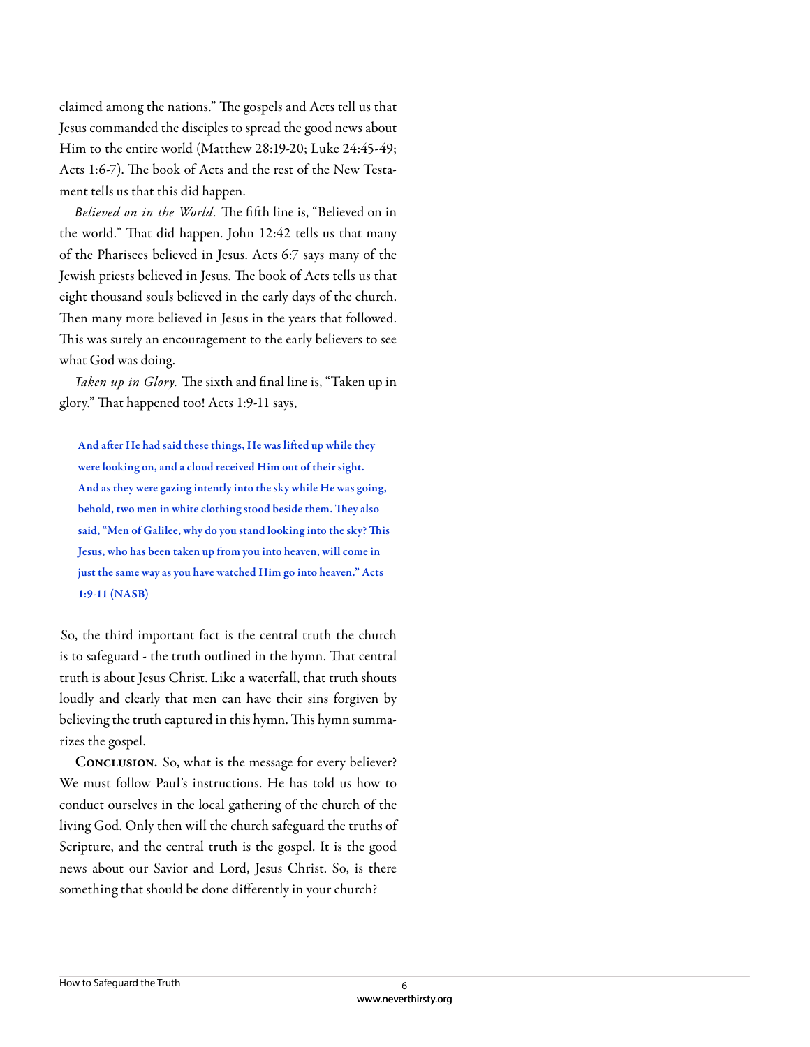claimed among the nations." The gospels and Acts tell us that Jesus commanded the disciples to spread the good news about Him to the entire world (Matthew 28:19-20; Luke 24:45-49; Acts 1:6-7). The book of Acts and the rest of the New Testament tells us that this did happen.

*Believed on in the World.* The fifth line is, "Believed on in the world." That did happen. John 12:42 tells us that many of the Pharisees believed in Jesus. Acts 6:7 says many of the Jewish priests believed in Jesus. The book of Acts tells us that eight thousand souls believed in the early days of the church. Then many more believed in Jesus in the years that followed. This was surely an encouragement to the early believers to see what God was doing.

*Taken up in Glory.* The sixth and final line is, "Taken up in glory." That happened too! Acts 1:9-11 says,

> **And after He had said these things, He was lifted up while they were looking on, and a cloud received Him out of their sight. And as they were gazing intently into the sky while He was going, behold, two men in white clothing stood beside them. They also said, "Men of Galilee, why do you stand looking into the sky? This Jesus, who has been taken up from you into heaven, will come in just the same way as you have watched Him go into heaven." Acts 1:9-11 (NASB)**

So, the third important fact is the central truth the church is to safeguard - the truth outlined in the hymn. That central truth is about Jesus Christ. Like a waterfall, that truth shouts loudly and clearly that men can have their sins forgiven by believing the truth captured in this hymn. This hymn summarizes the gospel.

**Conclusion.** So, what is the message for every believer? We must follow Paul's instructions. He has told us how to conduct ourselves in the local gathering of the church of the living God. Only then will the church safeguard the truths of Scripture, and the central truth is the gospel. It is the good news about our Savior and Lord, Jesus Christ. So, is there something that should be done differently in your church?